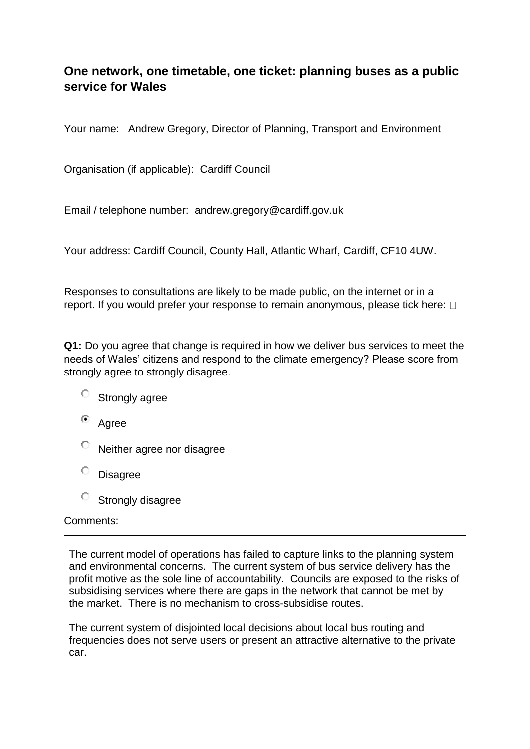## One network, one timetable, one ticket: planning buses as a public service for Wales

Your name: Andrew Gregory, Director of Planning, Transport and Environment

Organisation (if applicable): Cardiff Council

Email / telephone number: andrew.gregory@cardiff.gov.uk

Your address: Cardiff Council, County Hall, Atlantic Wharf, Cardiff, CF10 4UW.

Responses to consultations are likely to be made public, on the internet or in a report. If you would prefer your response to remain anonymous, please tick here: ☐

**Q1:** Do you agree that change is required in how we deliver bus services to meet the needs of Wales' citizens and respond to the climate emergency? Please score from strongly agree to strongly disagree.

- ○ Strongly agree
- ◉ Agree
- ○ Neither agree nor disagree
- ○ Disagree
- ○ Strongly disagree

Comments:

The current model of operations has failed to capture links to the planning system and environmental concerns. The current system of bus service delivery has the profit motive as the sole line of accountability. Councils are exposed to the risks of subsidising services where there are gaps in the network that cannot be met by the market. There is no mechanism to cross-subsidise routes.

The current system of disjointed local decisions about local bus routing and frequencies does not serve users or present an attractive alternative to the private car.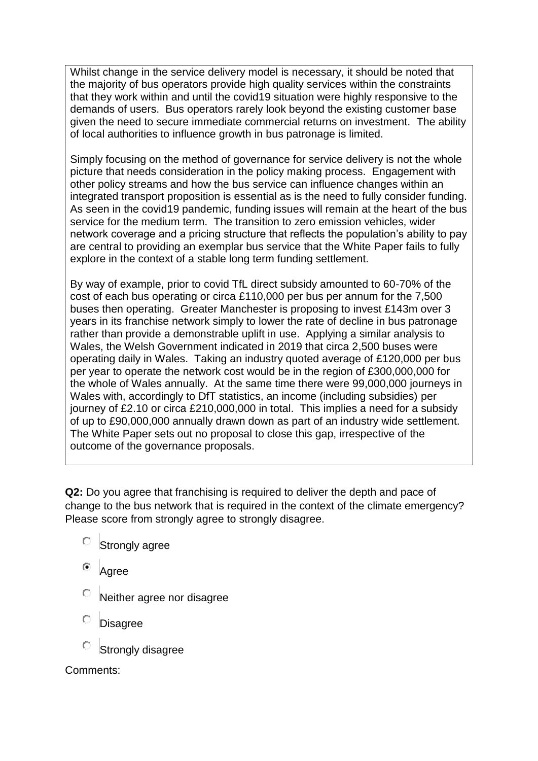Whilst change in the service delivery model is necessary, it should be noted that the majority of bus operators provide high quality services within the constraints that they work within and until the covid19 situation were highly responsive to the demands of users. Bus operators rarely look beyond the existing customer base given the need to secure immediate commercial returns on investment. The ability of local authorities to influence growth in bus patronage is limited.

Simply focusing on the method of governance for service delivery is not the whole picture that needs consideration in the policy making process. Engagement with other policy streams and how the bus service can influence changes within an integrated transport proposition is essential as is the need to fully consider funding. As seen in the covid19 pandemic, funding issues will remain at the heart of the bus service for the medium term. The transition to zero emission vehicles, wider network coverage and a pricing structure that reflects the population's ability to pay are central to providing an exemplar bus service that the White Paper fails to fully explore in the context of a stable long term funding settlement.

By way of example, prior to covid TfL direct subsidy amounted to 60-70% of the cost of each bus operating or circa £110,000 per bus per annum for the 7,500 buses then operating. Greater Manchester is proposing to invest £143m over 3 years in its franchise network simply to lower the rate of decline in bus patronage rather than provide a demonstrable uplift in use. Applying a similar analysis to Wales, the Welsh Government indicated in 2019 that circa 2,500 buses were operating daily in Wales. Taking an industry quoted average of £120,000 per bus per year to operate the network cost would be in the region of £300,000,000 for the whole of Wales annually. At the same time there were 99,000,000 journeys in Wales with, accordingly to DfT statistics, an income (including subsidies) per journey of £2.10 or circa £210,000,000 in total. This implies a need for a subsidy of up to £90,000,000 annually drawn down as part of an industry wide settlement. The White Paper sets out no proposal to close this gap, irrespective of the outcome of the governance proposals.

**Q2:** Do you agree that franchising is required to deliver the depth and pace of change to the bus network that is required in the context of the climate emergency? Please score from strongly agree to strongly disagree.

- ○ Strongly agree
- ◉ Agree
- ○ Neither agree nor disagree
- ○ Disagree
- ○ Strongly disagree

Comments: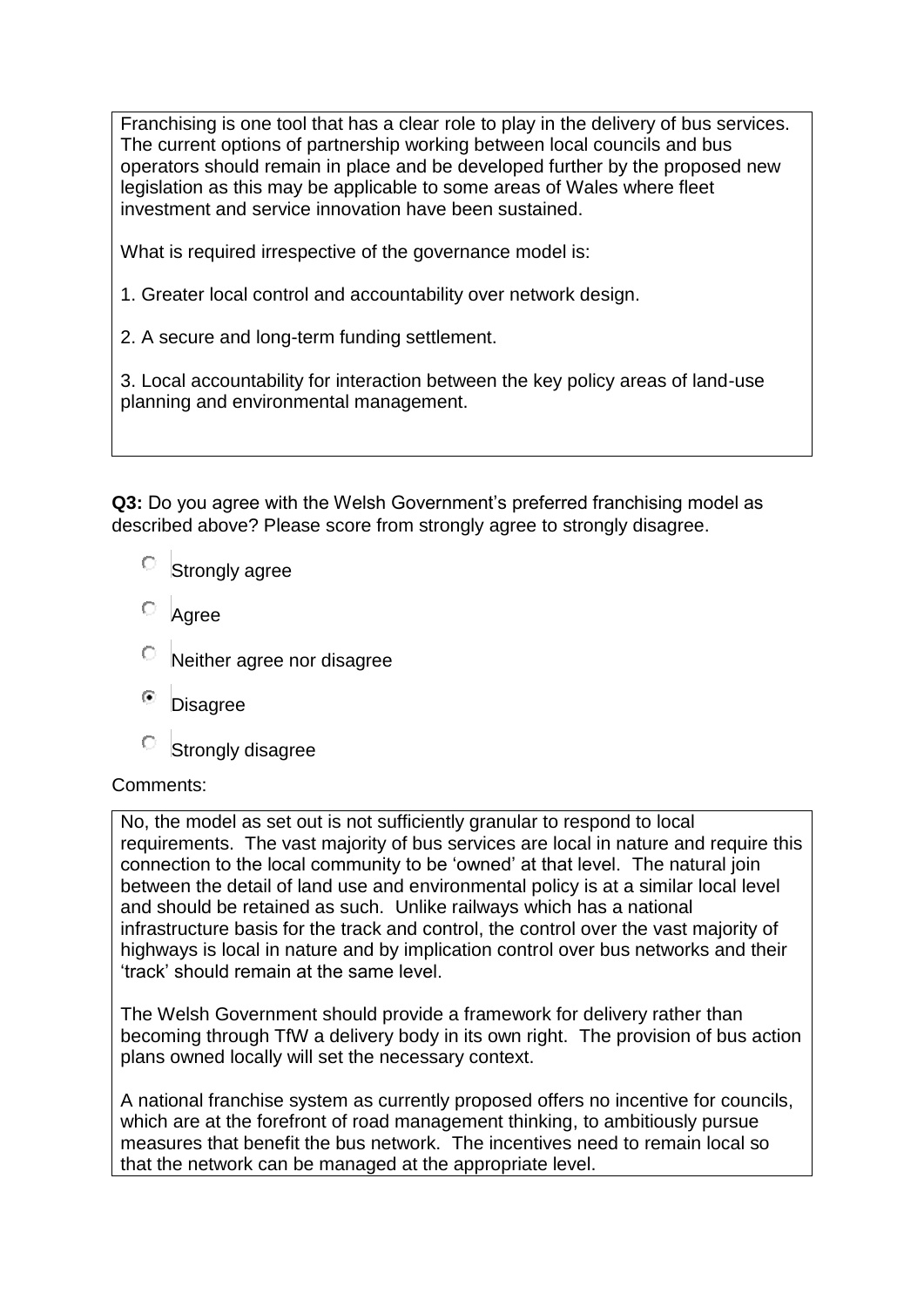Franchising is one tool that has a clear role to play in the delivery of bus services. The current options of partnership working between local councils and bus operators should remain in place and be developed further by the proposed new legislation as this may be applicable to some areas of Wales where fleet investment and service innovation have been sustained.

What is required irrespective of the governance model is:

1. Greater local control and accountability over network design.
2. A secure and long-term funding settlement.
3. Local accountability for interaction between the key policy areas of land-use planning and environmental management.

**Q3:** Do you agree with the Welsh Government's preferred franchising model as described above? Please score from strongly agree to strongly disagree.

- ○ Strongly agree
- ○ Agree
- ○ Neither agree nor disagree
- ◉ Disagree
- ○ Strongly disagree

Comments:

No, the model as set out is not sufficiently granular to respond to local requirements. The vast majority of bus services are local in nature and require this connection to the local community to be 'owned' at that level. The natural join between the detail of land use and environmental policy is at a similar local level and should be retained as such. Unlike railways which has a national infrastructure basis for the track and control, the control over the vast majority of highways is local in nature and by implication control over bus networks and their 'track' should remain at the same level.

The Welsh Government should provide a framework for delivery rather than becoming through TfW a delivery body in its own right. The provision of bus action plans owned locally will set the necessary context.

A national franchise system as currently proposed offers no incentive for councils, which are at the forefront of road management thinking, to ambitiously pursue measures that benefit the bus network. The incentives need to remain local so that the network can be managed at the appropriate level.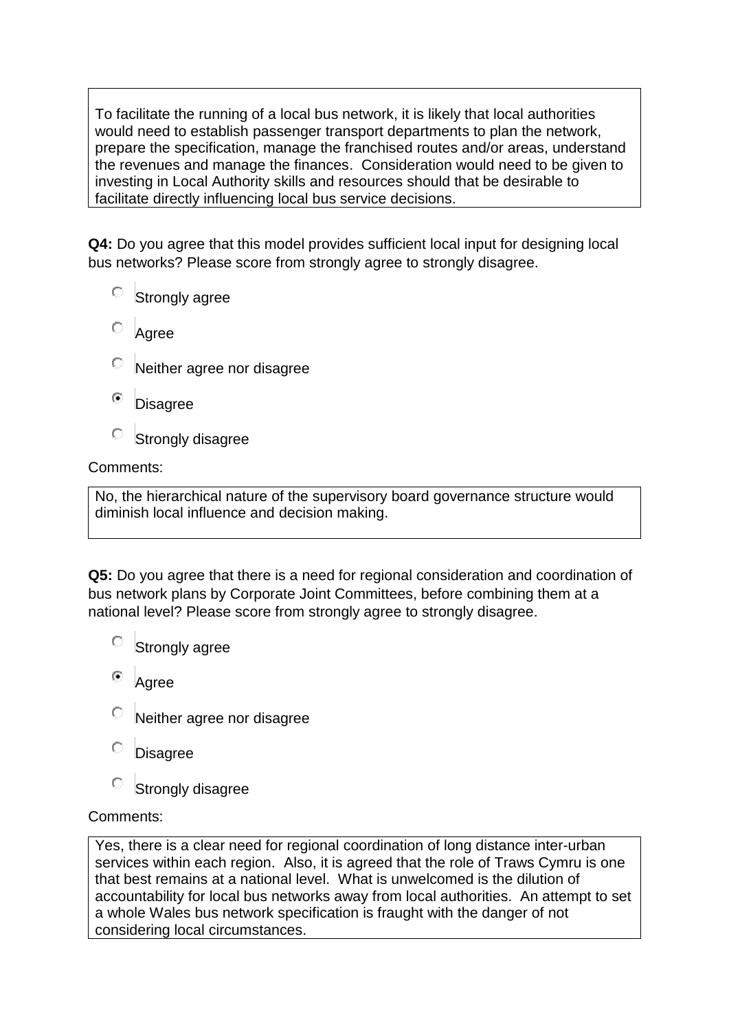To facilitate the running of a local bus network, it is likely that local authorities would need to establish passenger transport departments to plan the network, prepare the specification, manage the franchised routes and/or areas, understand the revenues and manage the finances. Consideration would need to be given to investing in Local Authority skills and resources should that be desirable to facilitate directly influencing local bus service decisions.

**Q4:** Do you agree that this model provides sufficient local input for designing local bus networks? Please score from strongly agree to strongly disagree.

- ○ Strongly agree
- ○ Agree
- ○ Neither agree nor disagree
- ◉ Disagree
- ○ Strongly disagree

Comments:

No, the hierarchical nature of the supervisory board governance structure would diminish local influence and decision making.

**Q5:** Do you agree that there is a need for regional consideration and coordination of bus network plans by Corporate Joint Committees, before combining them at a national level? Please score from strongly agree to strongly disagree.

- ○ Strongly agree
- ◉ Agree
- ○ Neither agree nor disagree
- ○ Disagree
- ○ Strongly disagree

Comments:

Yes, there is a clear need for regional coordination of long distance inter-urban services within each region. Also, it is agreed that the role of Traws Cymru is one that best remains at a national level. What is unwelcomed is the dilution of accountability for local bus networks away from local authorities. An attempt to set a whole Wales bus network specification is fraught with the danger of not considering local circumstances.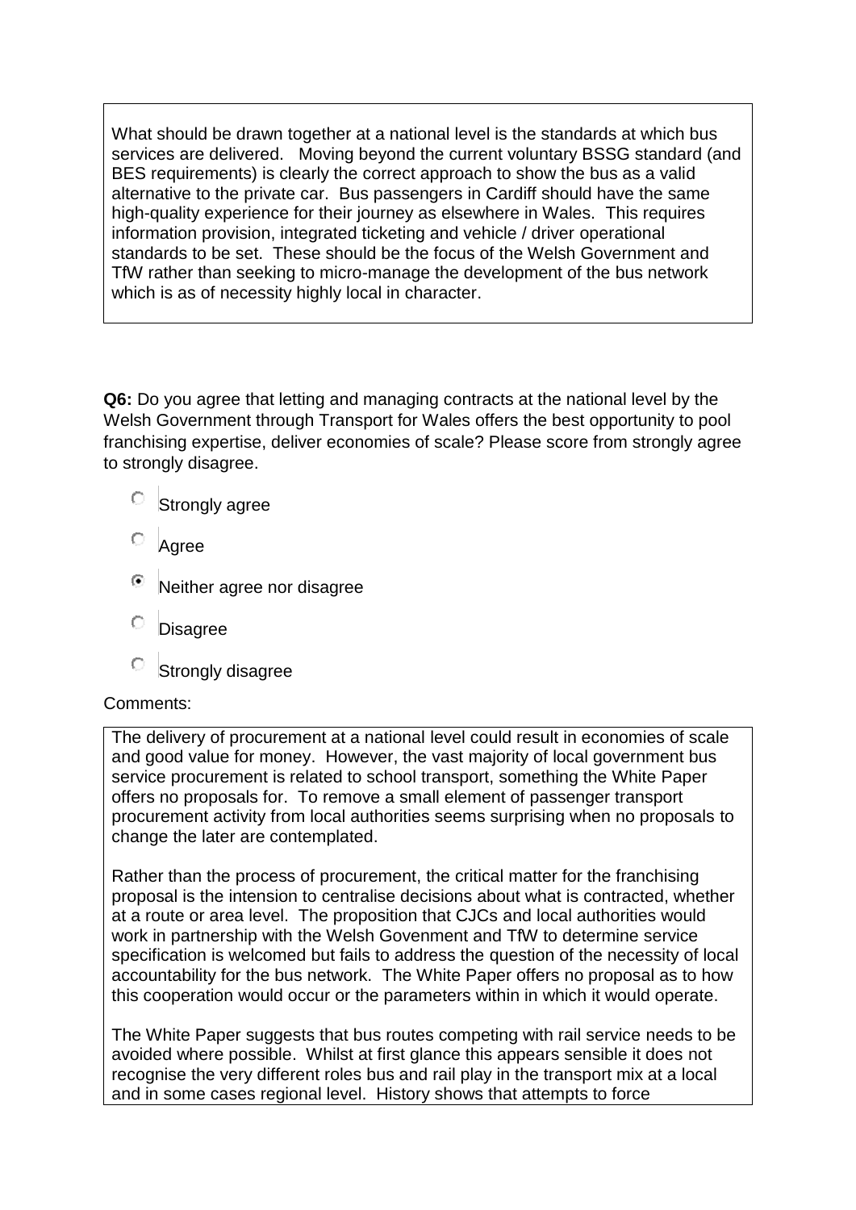What should be drawn together at a national level is the standards at which bus services are delivered. Moving beyond the current voluntary BSSG standard (and BES requirements) is clearly the correct approach to show the bus as a valid alternative to the private car. Bus passengers in Cardiff should have the same high-quality experience for their journey as elsewhere in Wales. This requires information provision, integrated ticketing and vehicle / driver operational standards to be set. These should be the focus of the Welsh Government and TfW rather than seeking to micro-manage the development of the bus network which is as of necessity highly local in character.

**Q6:** Do you agree that letting and managing contracts at the national level by the Welsh Government through Transport for Wales offers the best opportunity to pool franchising expertise, deliver economies of scale? Please score from strongly agree to strongly disagree.

- ○ Strongly agree
- ○ Agree
- ◉ Neither agree nor disagree
- ○ Disagree
- ○ Strongly disagree

Comments:

The delivery of procurement at a national level could result in economies of scale and good value for money. However, the vast majority of local government bus service procurement is related to school transport, something the White Paper offers no proposals for. To remove a small element of passenger transport procurement activity from local authorities seems surprising when no proposals to change the later are contemplated.

Rather than the process of procurement, the critical matter for the franchising proposal is the intension to centralise decisions about what is contracted, whether at a route or area level. The proposition that CJCs and local authorities would work in partnership with the Welsh Govenment and TfW to determine service specification is welcomed but fails to address the question of the necessity of local accountability for the bus network. The White Paper offers no proposal as to how this cooperation would occur or the parameters within in which it would operate.

The White Paper suggests that bus routes competing with rail service needs to be avoided where possible. Whilst at first glance this appears sensible it does not recognise the very different roles bus and rail play in the transport mix at a local and in some cases regional level. History shows that attempts to force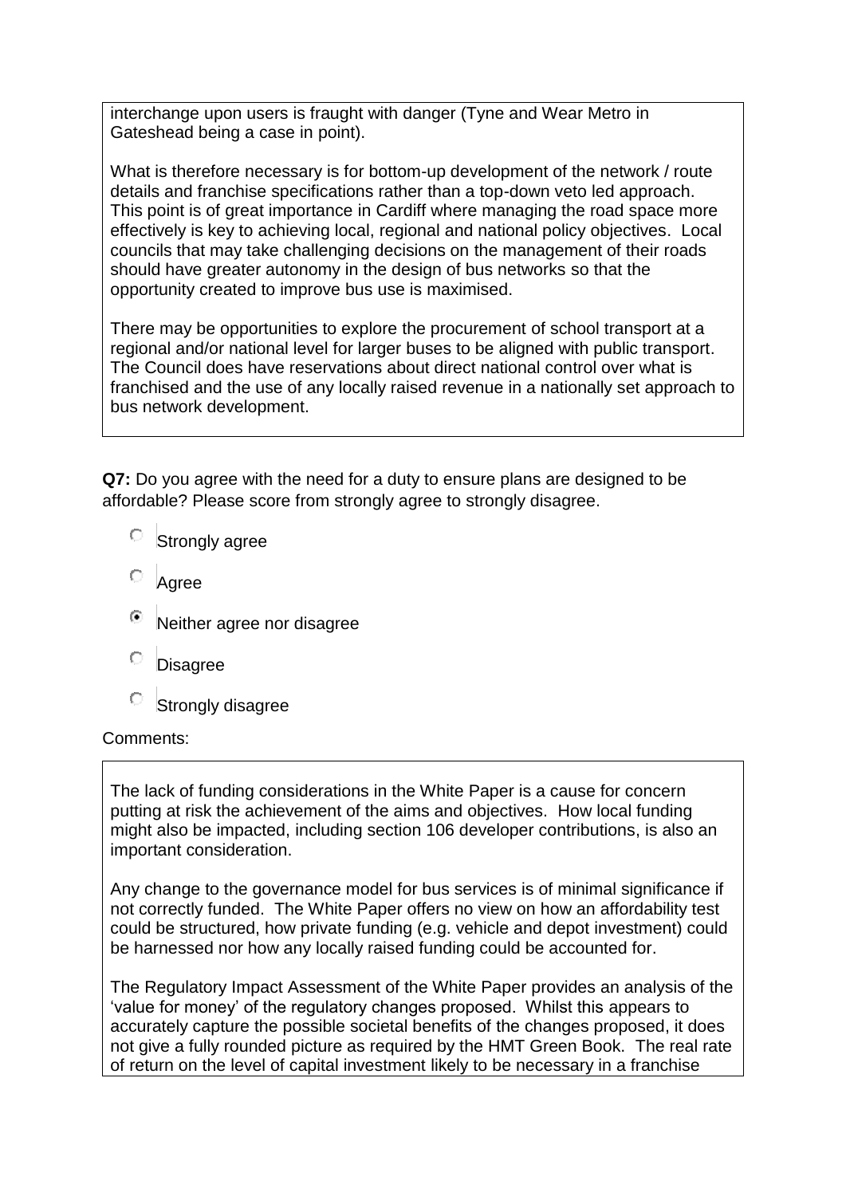interchange upon users is fraught with danger (Tyne and Wear Metro in Gateshead being a case in point).

What is therefore necessary is for bottom-up development of the network / route details and franchise specifications rather than a top-down veto led approach. This point is of great importance in Cardiff where managing the road space more effectively is key to achieving local, regional and national policy objectives. Local councils that may take challenging decisions on the management of their roads should have greater autonomy in the design of bus networks so that the opportunity created to improve bus use is maximised.

There may be opportunities to explore the procurement of school transport at a regional and/or national level for larger buses to be aligned with public transport. The Council does have reservations about direct national control over what is franchised and the use of any locally raised revenue in a nationally set approach to bus network development.

**Q7:** Do you agree with the need for a duty to ensure plans are designed to be affordable? Please score from strongly agree to strongly disagree.

- ○ Strongly agree
- ○ Agree
- ◉ Neither agree nor disagree
- ○ Disagree
- ○ Strongly disagree

Comments:

The lack of funding considerations in the White Paper is a cause for concern putting at risk the achievement of the aims and objectives. How local funding might also be impacted, including section 106 developer contributions, is also an important consideration.

Any change to the governance model for bus services is of minimal significance if not correctly funded. The White Paper offers no view on how an affordability test could be structured, how private funding (e.g. vehicle and depot investment) could be harnessed nor how any locally raised funding could be accounted for.

The Regulatory Impact Assessment of the White Paper provides an analysis of the 'value for money' of the regulatory changes proposed. Whilst this appears to accurately capture the possible societal benefits of the changes proposed, it does not give a fully rounded picture as required by the HMT Green Book. The real rate of return on the level of capital investment likely to be necessary in a franchise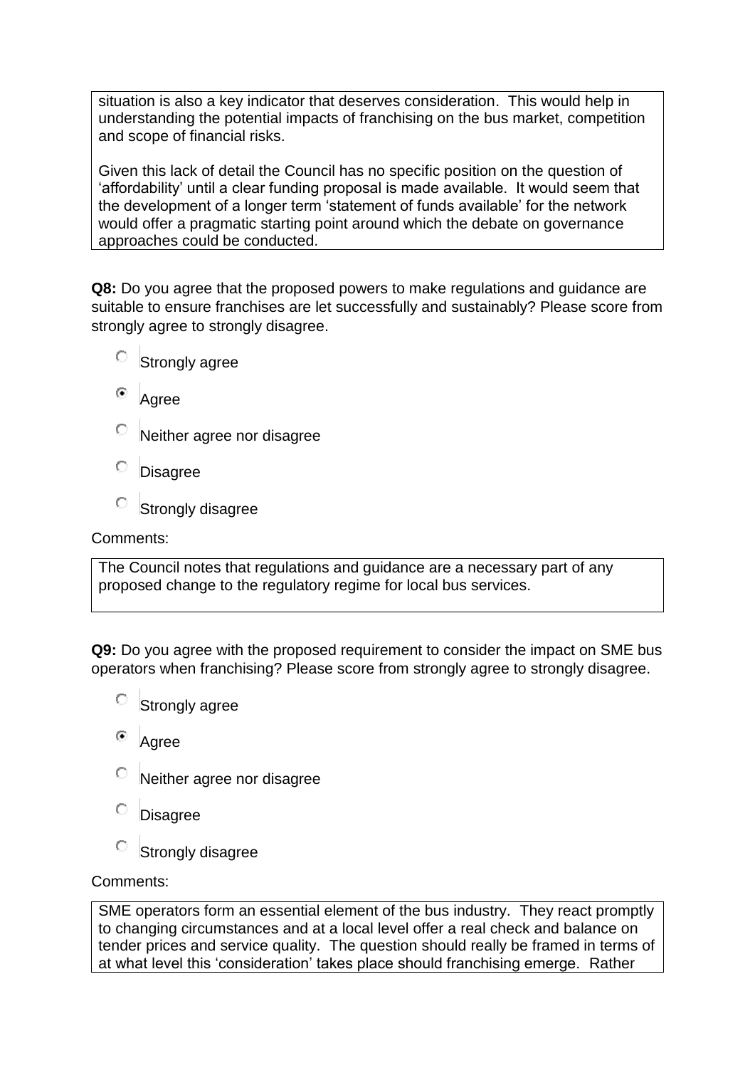situation is also a key indicator that deserves consideration. This would help in understanding the potential impacts of franchising on the bus market, competition and scope of financial risks.

Given this lack of detail the Council has no specific position on the question of 'affordability' until a clear funding proposal is made available. It would seem that the development of a longer term 'statement of funds available' for the network would offer a pragmatic starting point around which the debate on governance approaches could be conducted.

**Q8:** Do you agree that the proposed powers to make regulations and guidance are suitable to ensure franchises are let successfully and sustainably? Please score from strongly agree to strongly disagree.

- ○ Strongly agree
- ◉ Agree
- ○ Neither agree nor disagree
- ○ Disagree
- ○ Strongly disagree

Comments:

The Council notes that regulations and guidance are a necessary part of any proposed change to the regulatory regime for local bus services.

**Q9:** Do you agree with the proposed requirement to consider the impact on SME bus operators when franchising? Please score from strongly agree to strongly disagree.

- ○ Strongly agree
- ◉ Agree
- ○ Neither agree nor disagree
- ○ Disagree
- ○ Strongly disagree

Comments:

SME operators form an essential element of the bus industry. They react promptly to changing circumstances and at a local level offer a real check and balance on tender prices and service quality. The question should really be framed in terms of at what level this 'consideration' takes place should franchising emerge. Rather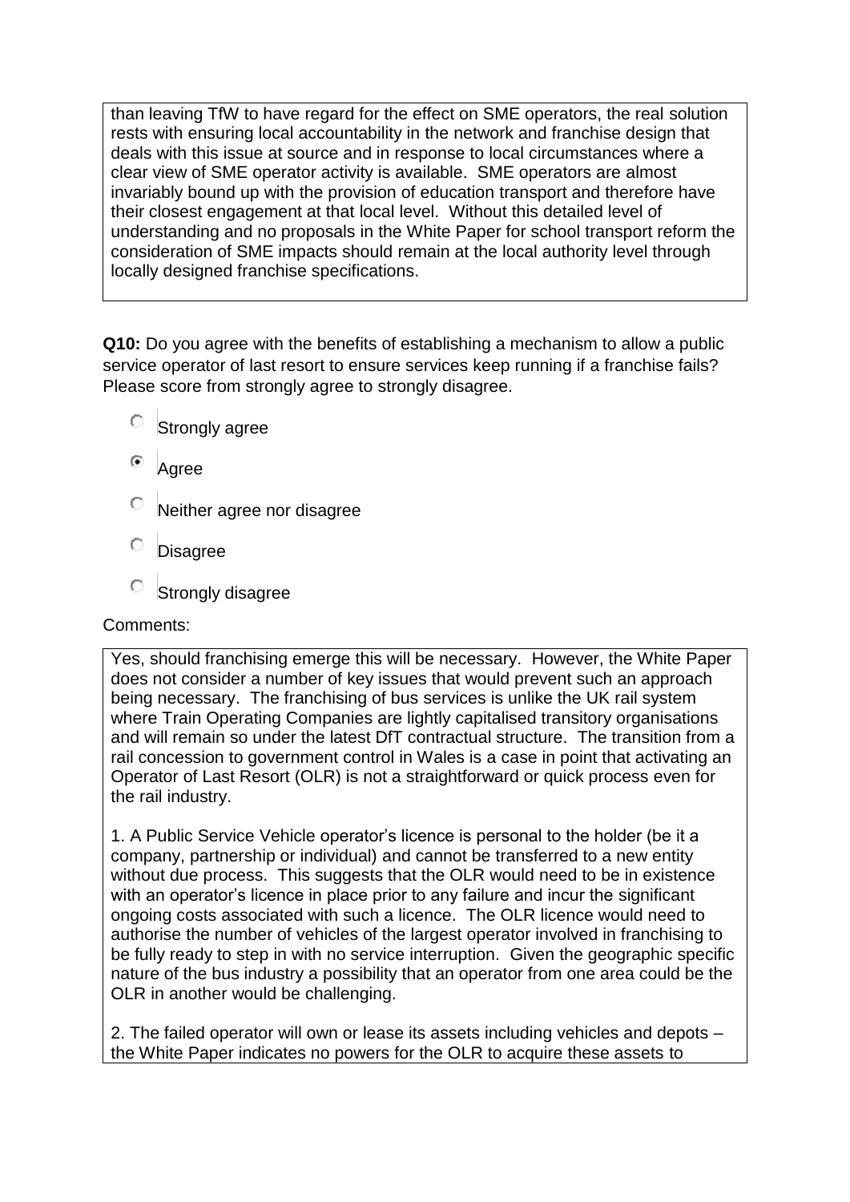than leaving TfW to have regard for the effect on SME operators, the real solution rests with ensuring local accountability in the network and franchise design that deals with this issue at source and in response to local circumstances where a clear view of SME operator activity is available. SME operators are almost invariably bound up with the provision of education transport and therefore have their closest engagement at that local level. Without this detailed level of understanding and no proposals in the White Paper for school transport reform the consideration of SME impacts should remain at the local authority level through locally designed franchise specifications.

**Q10:** Do you agree with the benefits of establishing a mechanism to allow a public service operator of last resort to ensure services keep running if a franchise fails? Please score from strongly agree to strongly disagree.

- ○ Strongly agree
- ◉ Agree
- ○ Neither agree nor disagree
- ○ Disagree
- ○ Strongly disagree

Comments:

Yes, should franchising emerge this will be necessary. However, the White Paper does not consider a number of key issues that would prevent such an approach being necessary. The franchising of bus services is unlike the UK rail system where Train Operating Companies are lightly capitalised transitory organisations and will remain so under the latest DfT contractual structure. The transition from a rail concession to government control in Wales is a case in point that activating an Operator of Last Resort (OLR) is not a straightforward or quick process even for the rail industry.

1. A Public Service Vehicle operator's licence is personal to the holder (be it a company, partnership or individual) and cannot be transferred to a new entity without due process. This suggests that the OLR would need to be in existence with an operator's licence in place prior to any failure and incur the significant ongoing costs associated with such a licence. The OLR licence would need to authorise the number of vehicles of the largest operator involved in franchising to be fully ready to step in with no service interruption. Given the geographic specific nature of the bus industry a possibility that an operator from one area could be the OLR in another would be challenging.

2. The failed operator will own or lease its assets including vehicles and depots – the White Paper indicates no powers for the OLR to acquire these assets to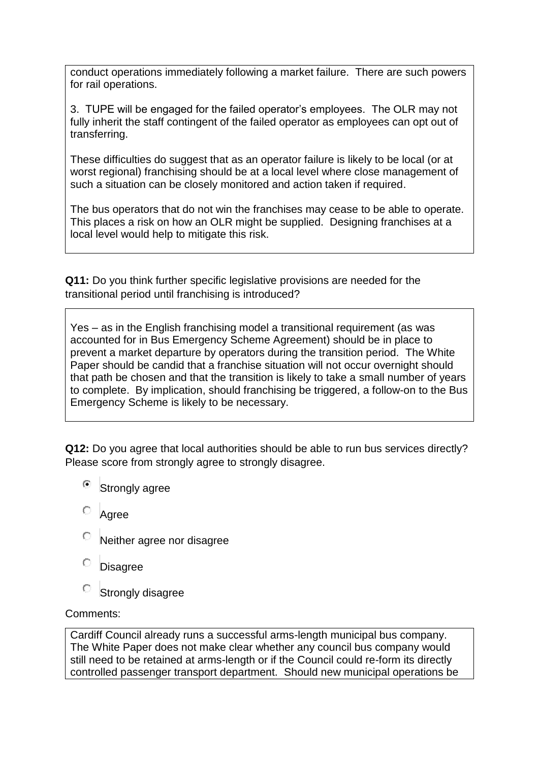conduct operations immediately following a market failure. There are such powers for rail operations.

3. TUPE will be engaged for the failed operator's employees. The OLR may not fully inherit the staff contingent of the failed operator as employees can opt out of transferring.

These difficulties do suggest that as an operator failure is likely to be local (or at worst regional) franchising should be at a local level where close management of such a situation can be closely monitored and action taken if required.

The bus operators that do not win the franchises may cease to be able to operate. This places a risk on how an OLR might be supplied. Designing franchises at a local level would help to mitigate this risk.

**Q11:** Do you think further specific legislative provisions are needed for the transitional period until franchising is introduced?

Yes – as in the English franchising model a transitional requirement (as was accounted for in Bus Emergency Scheme Agreement) should be in place to prevent a market departure by operators during the transition period. The White Paper should be candid that a franchise situation will not occur overnight should that path be chosen and that the transition is likely to take a small number of years to complete. By implication, should franchising be triggered, a follow-on to the Bus Emergency Scheme is likely to be necessary.

**Q12:** Do you agree that local authorities should be able to run bus services directly? Please score from strongly agree to strongly disagree.

- [x] Strongly agree
- [ ] Agree
- [ ] Neither agree nor disagree
- [ ] Disagree
- [ ] Strongly disagree

Comments:

Cardiff Council already runs a successful arms-length municipal bus company. The White Paper does not make clear whether any council bus company would still need to be retained at arms-length or if the Council could re-form its directly controlled passenger transport department. Should new municipal operations be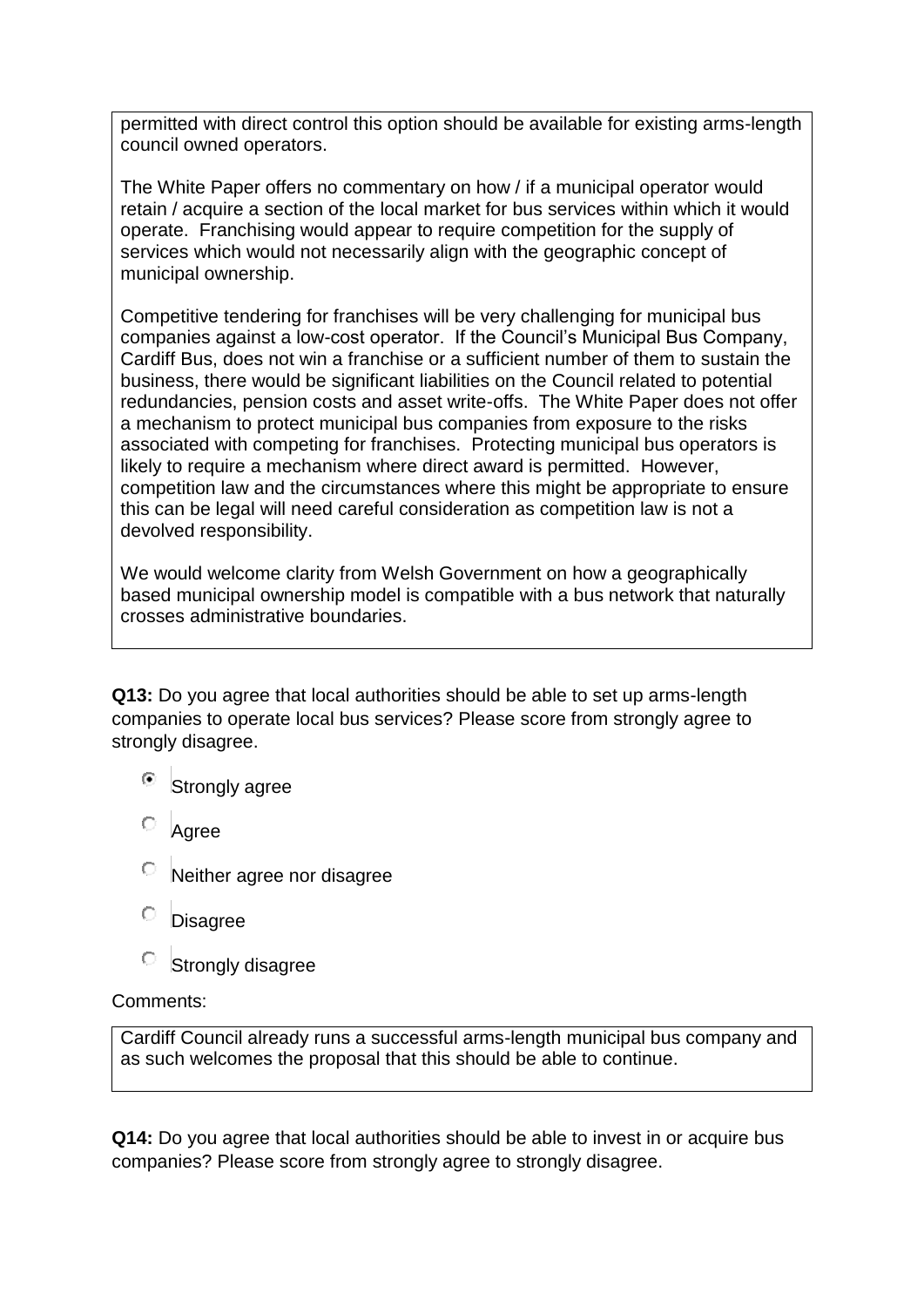permitted with direct control this option should be available for existing arms-length council owned operators.

The White Paper offers no commentary on how / if a municipal operator would retain / acquire a section of the local market for bus services within which it would operate. Franchising would appear to require competition for the supply of services which would not necessarily align with the geographic concept of municipal ownership.

Competitive tendering for franchises will be very challenging for municipal bus companies against a low-cost operator. If the Council's Municipal Bus Company, Cardiff Bus, does not win a franchise or a sufficient number of them to sustain the business, there would be significant liabilities on the Council related to potential redundancies, pension costs and asset write-offs. The White Paper does not offer a mechanism to protect municipal bus companies from exposure to the risks associated with competing for franchises. Protecting municipal bus operators is likely to require a mechanism where direct award is permitted. However, competition law and the circumstances where this might be appropriate to ensure this can be legal will need careful consideration as competition law is not a devolved responsibility.

We would welcome clarity from Welsh Government on how a geographically based municipal ownership model is compatible with a bus network that naturally crosses administrative boundaries.

**Q13:** Do you agree that local authorities should be able to set up arms-length companies to operate local bus services? Please score from strongly agree to strongly disagree.

- (x) Strongly agree
- ( ) Agree
- ( ) Neither agree nor disagree
- ( ) Disagree
- ( ) Strongly disagree

Comments:

Cardiff Council already runs a successful arms-length municipal bus company and as such welcomes the proposal that this should be able to continue.

**Q14:** Do you agree that local authorities should be able to invest in or acquire bus companies? Please score from strongly agree to strongly disagree.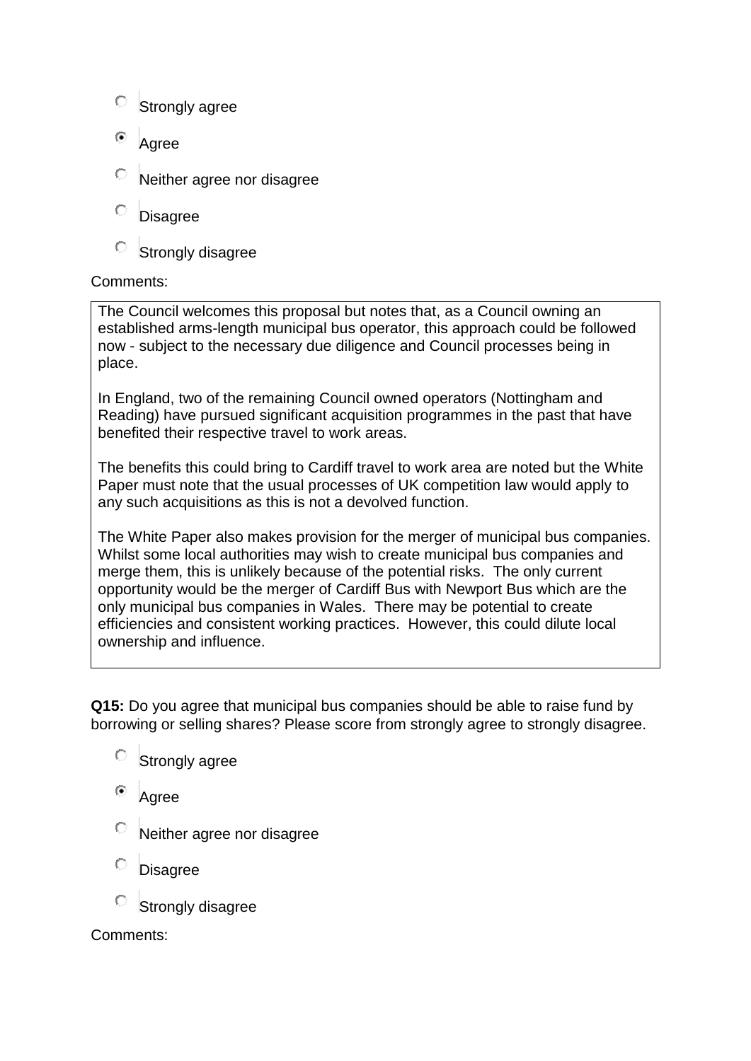- ○ Strongly agree
- ◉ Agree
- ○ Neither agree nor disagree
- ○ Disagree
- ○ Strongly disagree

Comments:

> The Council welcomes this proposal but notes that, as a Council owning an established arms-length municipal bus operator, this approach could be followed now - subject to the necessary due diligence and Council processes being in place.
>
> In England, two of the remaining Council owned operators (Nottingham and Reading) have pursued significant acquisition programmes in the past that have benefited their respective travel to work areas.
>
> The benefits this could bring to Cardiff travel to work area are noted but the White Paper must note that the usual processes of UK competition law would apply to any such acquisitions as this is not a devolved function.
>
> The White Paper also makes provision for the merger of municipal bus companies. Whilst some local authorities may wish to create municipal bus companies and merge them, this is unlikely because of the potential risks. The only current opportunity would be the merger of Cardiff Bus with Newport Bus which are the only municipal bus companies in Wales. There may be potential to create efficiencies and consistent working practices. However, this could dilute local ownership and influence.

**Q15:** Do you agree that municipal bus companies should be able to raise fund by borrowing or selling shares? Please score from strongly agree to strongly disagree.

- ○ Strongly agree
- ◉ Agree
- ○ Neither agree nor disagree
- ○ Disagree
- ○ Strongly disagree

Comments: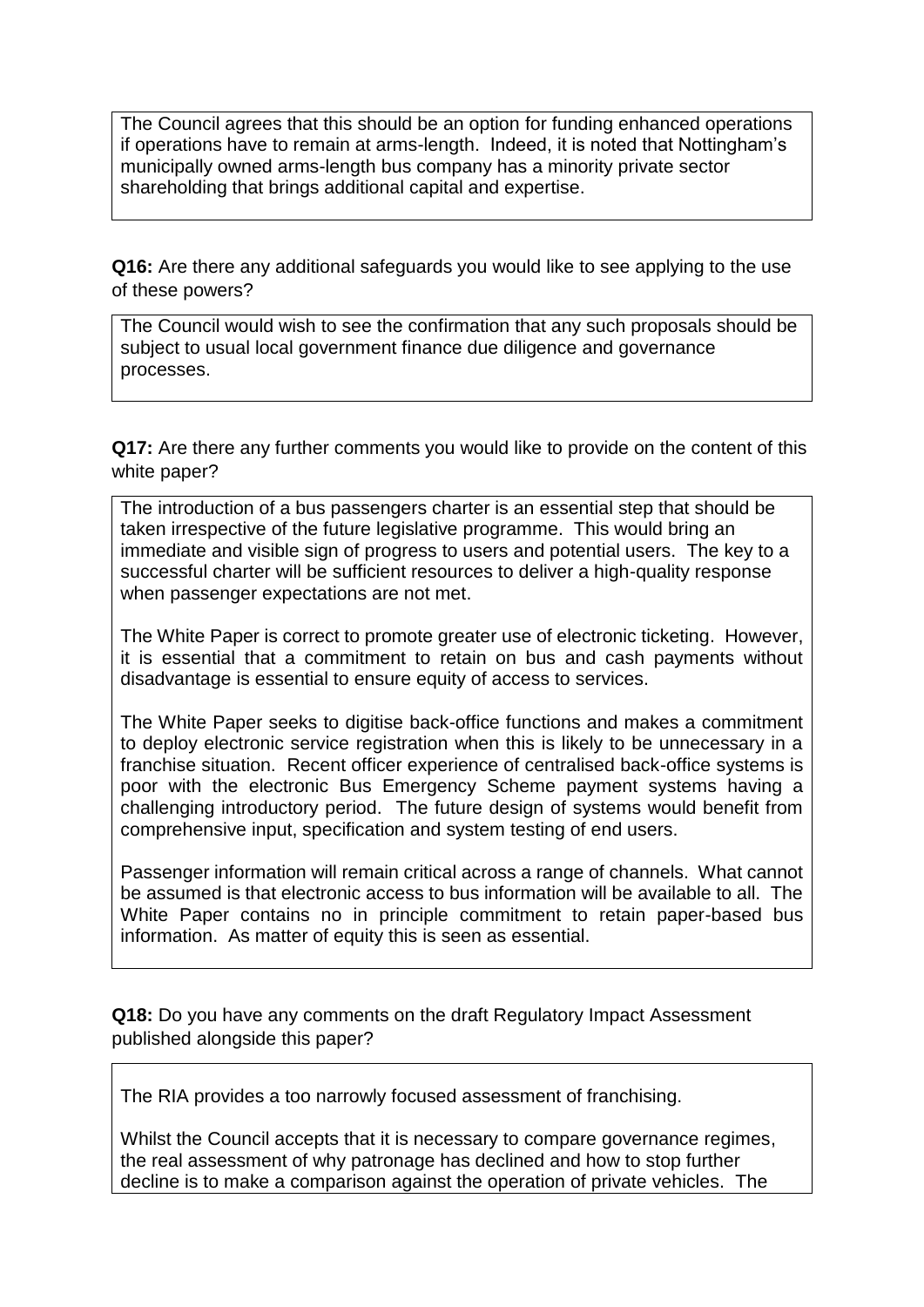The Council agrees that this should be an option for funding enhanced operations if operations have to remain at arms-length. Indeed, it is noted that Nottingham's municipally owned arms-length bus company has a minority private sector shareholding that brings additional capital and expertise.

**Q16:** Are there any additional safeguards you would like to see applying to the use of these powers?

The Council would wish to see the confirmation that any such proposals should be subject to usual local government finance due diligence and governance processes.

**Q17:** Are there any further comments you would like to provide on the content of this white paper?

The introduction of a bus passengers charter is an essential step that should be taken irrespective of the future legislative programme. This would bring an immediate and visible sign of progress to users and potential users. The key to a successful charter will be sufficient resources to deliver a high-quality response when passenger expectations are not met.

The White Paper is correct to promote greater use of electronic ticketing. However, it is essential that a commitment to retain on bus and cash payments without disadvantage is essential to ensure equity of access to services.

The White Paper seeks to digitise back-office functions and makes a commitment to deploy electronic service registration when this is likely to be unnecessary in a franchise situation. Recent officer experience of centralised back-office systems is poor with the electronic Bus Emergency Scheme payment systems having a challenging introductory period. The future design of systems would benefit from comprehensive input, specification and system testing of end users.

Passenger information will remain critical across a range of channels. What cannot be assumed is that electronic access to bus information will be available to all. The White Paper contains no in principle commitment to retain paper-based bus information. As matter of equity this is seen as essential.

**Q18:** Do you have any comments on the draft Regulatory Impact Assessment published alongside this paper?

The RIA provides a too narrowly focused assessment of franchising.

Whilst the Council accepts that it is necessary to compare governance regimes, the real assessment of why patronage has declined and how to stop further decline is to make a comparison against the operation of private vehicles. The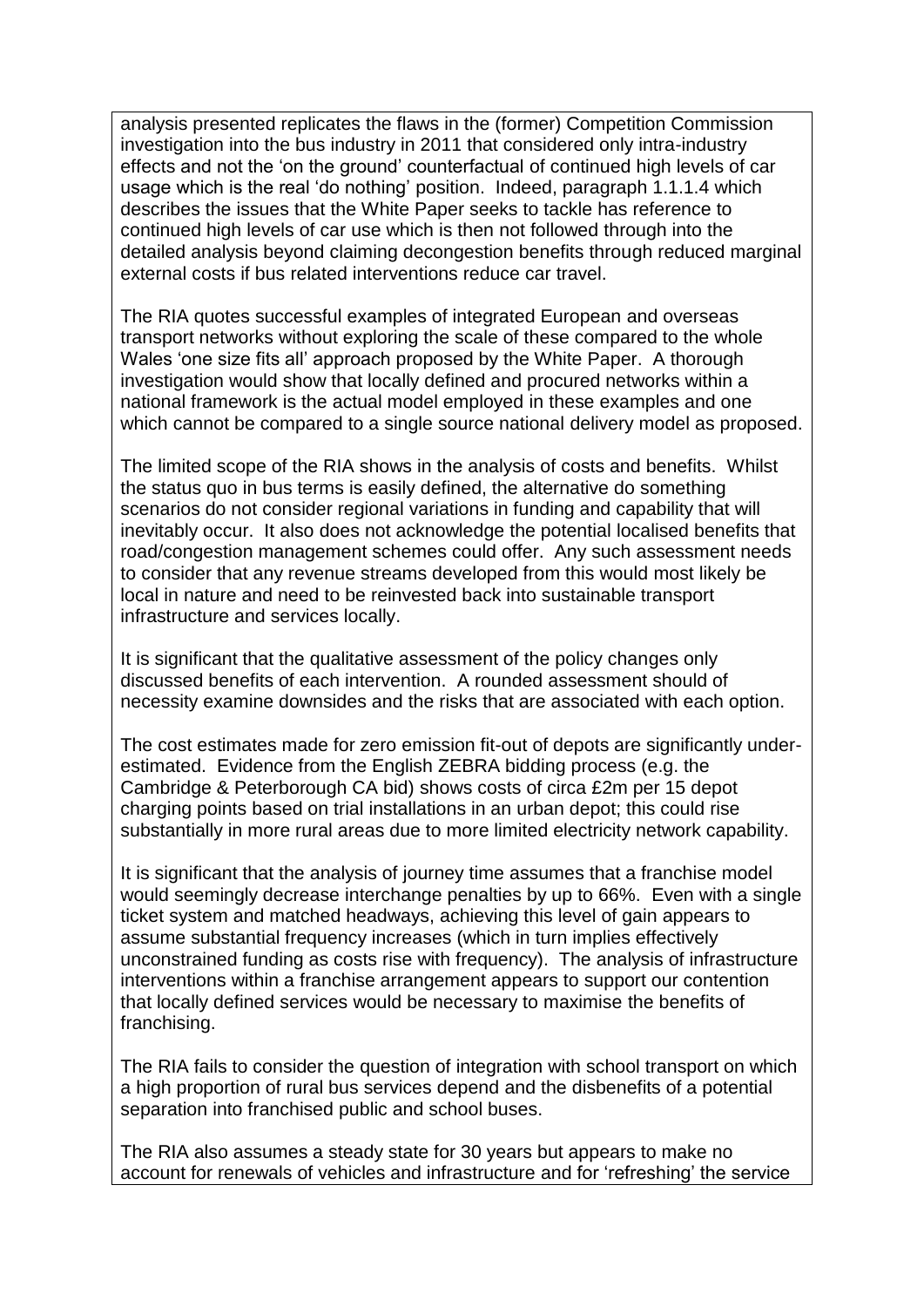analysis presented replicates the flaws in the (former) Competition Commission investigation into the bus industry in 2011 that considered only intra-industry effects and not the 'on the ground' counterfactual of continued high levels of car usage which is the real 'do nothing' position. Indeed, paragraph 1.1.1.4 which describes the issues that the White Paper seeks to tackle has reference to continued high levels of car use which is then not followed through into the detailed analysis beyond claiming decongestion benefits through reduced marginal external costs if bus related interventions reduce car travel.

The RIA quotes successful examples of integrated European and overseas transport networks without exploring the scale of these compared to the whole Wales 'one size fits all' approach proposed by the White Paper. A thorough investigation would show that locally defined and procured networks within a national framework is the actual model employed in these examples and one which cannot be compared to a single source national delivery model as proposed.

The limited scope of the RIA shows in the analysis of costs and benefits. Whilst the status quo in bus terms is easily defined, the alternative do something scenarios do not consider regional variations in funding and capability that will inevitably occur. It also does not acknowledge the potential localised benefits that road/congestion management schemes could offer. Any such assessment needs to consider that any revenue streams developed from this would most likely be local in nature and need to be reinvested back into sustainable transport infrastructure and services locally.

It is significant that the qualitative assessment of the policy changes only discussed benefits of each intervention. A rounded assessment should of necessity examine downsides and the risks that are associated with each option.

The cost estimates made for zero emission fit-out of depots are significantly under-estimated. Evidence from the English ZEBRA bidding process (e.g. the Cambridge & Peterborough CA bid) shows costs of circa £2m per 15 depot charging points based on trial installations in an urban depot; this could rise substantially in more rural areas due to more limited electricity network capability.

It is significant that the analysis of journey time assumes that a franchise model would seemingly decrease interchange penalties by up to 66%. Even with a single ticket system and matched headways, achieving this level of gain appears to assume substantial frequency increases (which in turn implies effectively unconstrained funding as costs rise with frequency). The analysis of infrastructure interventions within a franchise arrangement appears to support our contention that locally defined services would be necessary to maximise the benefits of franchising.

The RIA fails to consider the question of integration with school transport on which a high proportion of rural bus services depend and the disbenefits of a potential separation into franchised public and school buses.

The RIA also assumes a steady state for 30 years but appears to make no account for renewals of vehicles and infrastructure and for 'refreshing' the service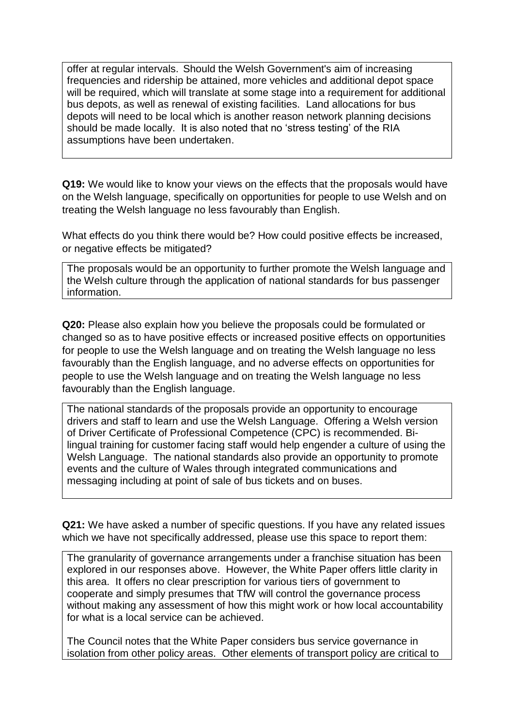offer at regular intervals. Should the Welsh Government's aim of increasing frequencies and ridership be attained, more vehicles and additional depot space will be required, which will translate at some stage into a requirement for additional bus depots, as well as renewal of existing facilities. Land allocations for bus depots will need to be local which is another reason network planning decisions should be made locally. It is also noted that no 'stress testing' of the RIA assumptions have been undertaken.

**Q19:** We would like to know your views on the effects that the proposals would have on the Welsh language, specifically on opportunities for people to use Welsh and on treating the Welsh language no less favourably than English.

What effects do you think there would be? How could positive effects be increased, or negative effects be mitigated?

The proposals would be an opportunity to further promote the Welsh language and the Welsh culture through the application of national standards for bus passenger information.

**Q20:** Please also explain how you believe the proposals could be formulated or changed so as to have positive effects or increased positive effects on opportunities for people to use the Welsh language and on treating the Welsh language no less favourably than the English language, and no adverse effects on opportunities for people to use the Welsh language and on treating the Welsh language no less favourably than the English language.

The national standards of the proposals provide an opportunity to encourage drivers and staff to learn and use the Welsh Language. Offering a Welsh version of Driver Certificate of Professional Competence (CPC) is recommended. Bi-lingual training for customer facing staff would help engender a culture of using the Welsh Language. The national standards also provide an opportunity to promote events and the culture of Wales through integrated communications and messaging including at point of sale of bus tickets and on buses.

**Q21:** We have asked a number of specific questions. If you have any related issues which we have not specifically addressed, please use this space to report them:

The granularity of governance arrangements under a franchise situation has been explored in our responses above. However, the White Paper offers little clarity in this area. It offers no clear prescription for various tiers of government to cooperate and simply presumes that TfW will control the governance process without making any assessment of how this might work or how local accountability for what is a local service can be achieved.

The Council notes that the White Paper considers bus service governance in isolation from other policy areas. Other elements of transport policy are critical to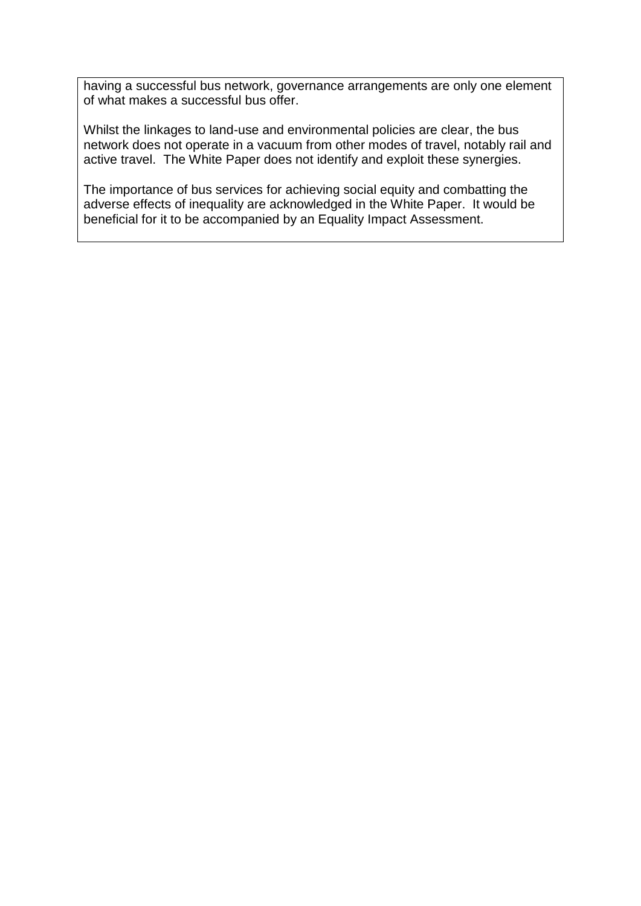having a successful bus network, governance arrangements are only one element of what makes a successful bus offer.

Whilst the linkages to land-use and environmental policies are clear, the bus network does not operate in a vacuum from other modes of travel, notably rail and active travel. The White Paper does not identify and exploit these synergies.

The importance of bus services for achieving social equity and combatting the adverse effects of inequality are acknowledged in the White Paper. It would be beneficial for it to be accompanied by an Equality Impact Assessment.